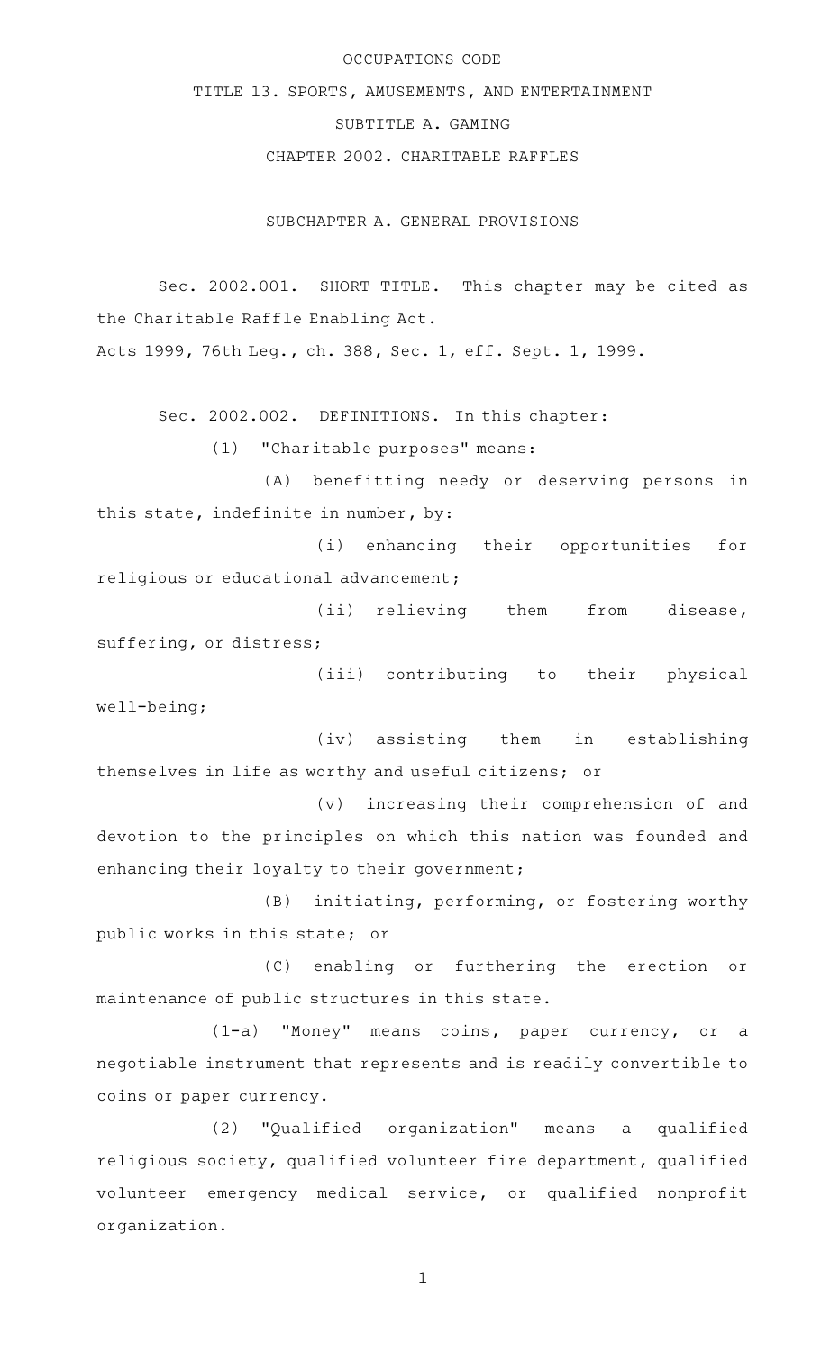# OCCUPATIONS CODE

## TITLE 13. SPORTS, AMUSEMENTS, AND ENTERTAINMENT

## SUBTITLE A. GAMING

## CHAPTER 2002. CHARITABLE RAFFLES

### SUBCHAPTER A. GENERAL PROVISIONS

Sec. 2002.001. SHORT TITLE. This chapter may be cited as the Charitable Raffle Enabling Act.

Acts 1999, 76th Leg., ch. 388, Sec. 1, eff. Sept. 1, 1999.

Sec. 2002.002. DEFINITIONS. In this chapter:

(1) "Charitable purposes" means:

(A) benefitting needy or deserving persons in this state, indefinite in number, by:

(i) enhancing their opportunities for religious or educational advancement;

(ii) relieving them from disease, suffering, or distress;

(iii) contributing to their physical well-being;

(iv) assisting them in establishing themselves in life as worthy and useful citizens; or

(v) increasing their comprehension of and devotion to the principles on which this nation was founded and enhancing their loyalty to their government;

(B) initiating, performing, or fostering worthy public works in this state; or

(C) enabling or furthering the erection or maintenance of public structures in this state.

(1-a) "Money" means coins, paper currency, or a negotiable instrument that represents and is readily convertible to coins or paper currency.

(2) "Qualified organization" means a qualified religious society, qualified volunteer fire department, qualified volunteer emergency medical service, or qualified nonprofit organization.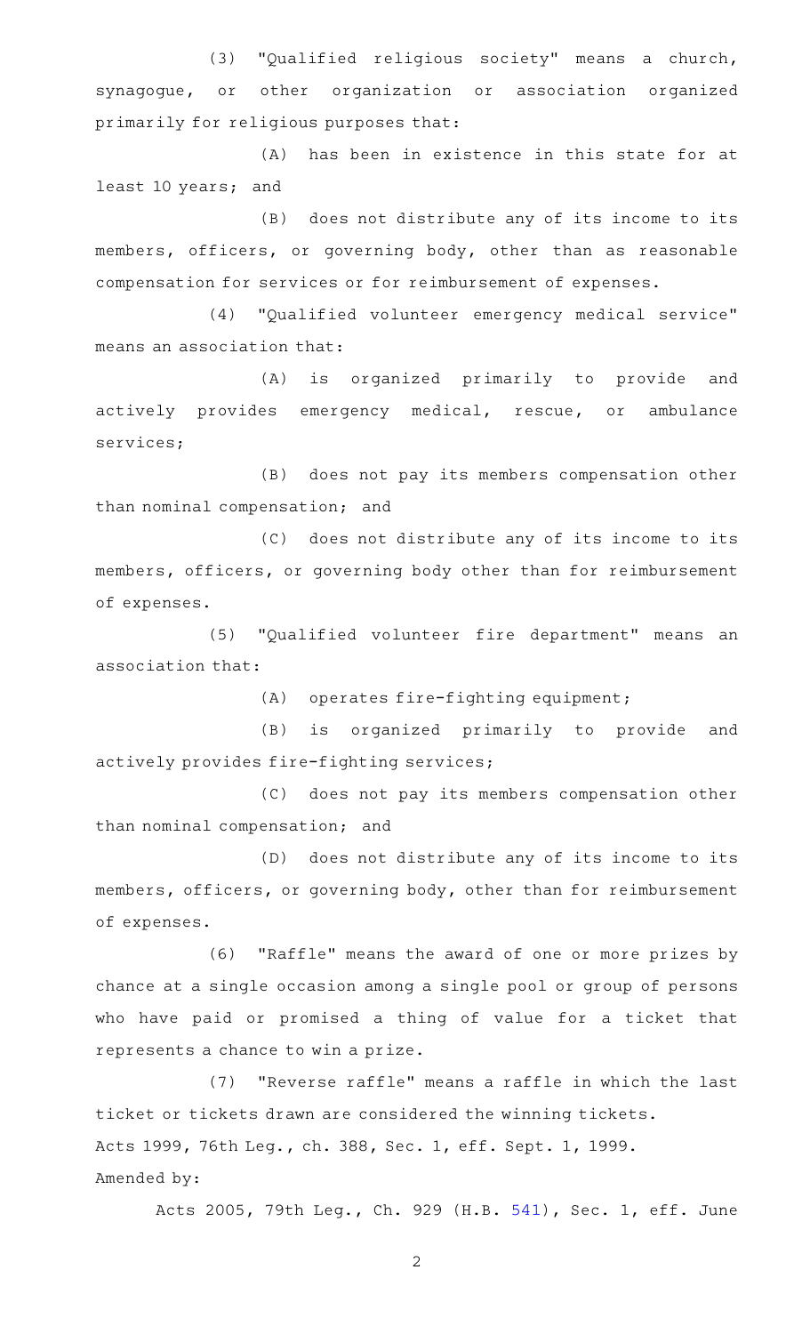(3) "Qualified religious society" means a church, synagogue, or other organization or association organized primarily for religious purposes that:

(A) has been in existence in this state for at least 10 years; and

(B) does not distribute any of its income to its members, officers, or governing body, other than as reasonable compensation for services or for reimbursement of expenses.

(4) "Qualified volunteer emergency medical service" means an association that:

(A) is organized primarily to provide and actively provides emergency medical, rescue, or ambulance services;

(B) does not pay its members compensation other than nominal compensation; and

(C) does not distribute any of its income to its members, officers, or governing body other than for reimbursement of expenses.

(5) "Qualified volunteer fire department" means an association that:

(A) operates fire-fighting equipment;

(B) is organized primarily to provide and actively provides fire-fighting services;

(C) does not pay its members compensation other than nominal compensation; and

(D) does not distribute any of its income to its members, officers, or governing body, other than for reimbursement of expenses.

(6) "Raffle" means the award of one or more prizes by chance at a single occasion among a single pool or group of persons who have paid or promised a thing of value for a ticket that represents a chance to win a prize.

(7) "Reverse raffle" means a raffle in which the last ticket or tickets drawn are considered the winning tickets.

Acts 1999, 76th Leg., ch. 388, Sec. 1, eff. Sept. 1, 1999.

Amended by:

Acts 2005, 79th Leg., Ch. 929 (H.B. 541), Sec. 1, eff. June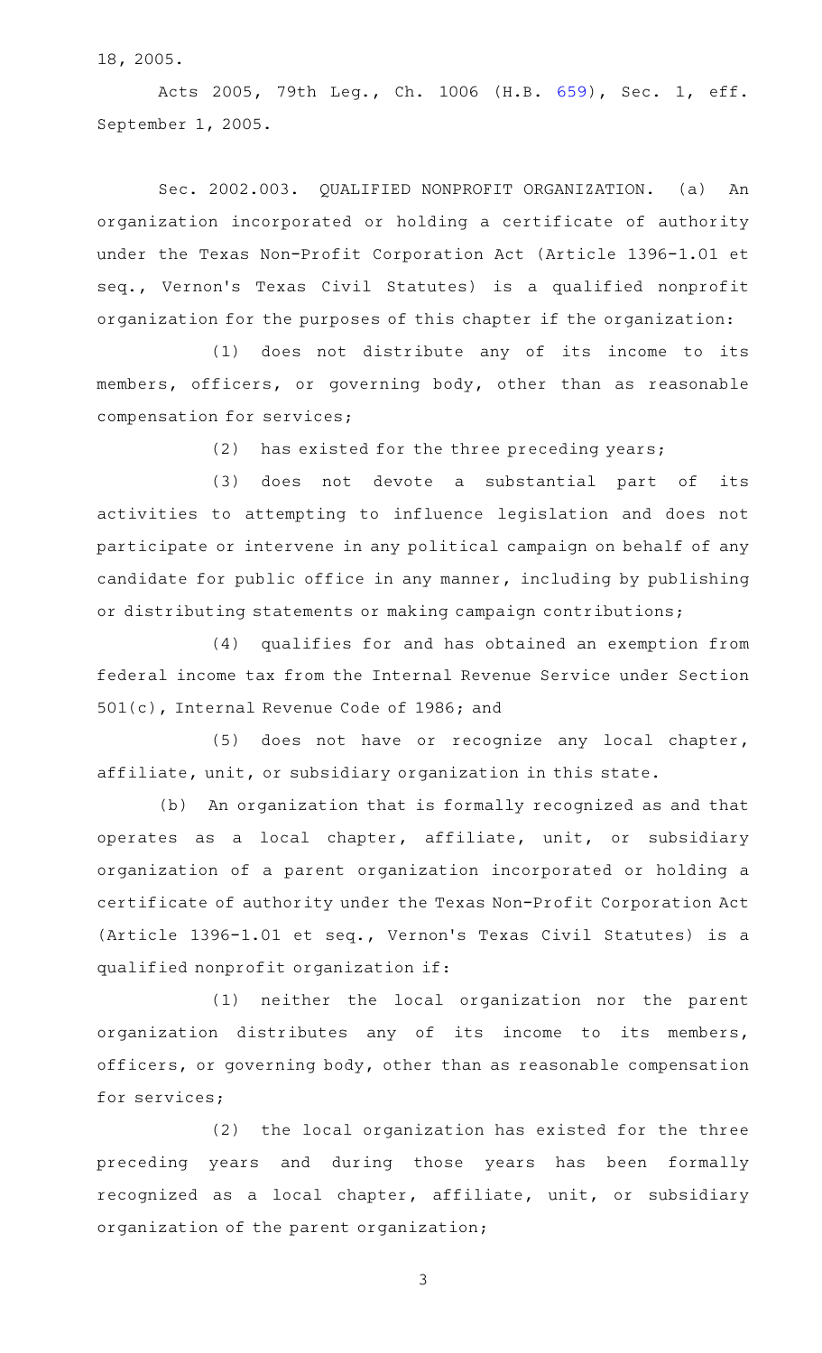18, 2005.

Acts 2005, 79th Leg., Ch. 1006 (H.B. 659), Sec. 1, eff. September 1, 2005.

Sec. 2002.003. QUALIFIED NONPROFIT ORGANIZATION. (a) An organization incorporated or holding a certificate of authority under the Texas Non-Profit Corporation Act (Article 1396-1.01 et seq., Vernon's Texas Civil Statutes) is a qualified nonprofit organization for the purposes of this chapter if the organization:

(1) does not distribute any of its income to its members, officers, or governing body, other than as reasonable compensation for services;

(2) has existed for the three preceding years;

(3) does not devote a substantial part of its activities to attempting to influence legislation and does not participate or intervene in any political campaign on behalf of any candidate for public office in any manner, including by publishing or distributing statements or making campaign contributions;

(4) qualifies for and has obtained an exemption from federal income tax from the Internal Revenue Service under Section 501(c), Internal Revenue Code of 1986; and

(5) does not have or recognize any local chapter, affiliate, unit, or subsidiary organization in this state.

(b) An organization that is formally recognized as and that operates as a local chapter, affiliate, unit, or subsidiary organization of a parent organization incorporated or holding a certificate of authority under the Texas Non-Profit Corporation Act (Article 1396-1.01 et seq., Vernon's Texas Civil Statutes) is a qualified nonprofit organization if:

(1) neither the local organization nor the parent organization distributes any of its income to its members, officers, or governing body, other than as reasonable compensation for services;

(2) the local organization has existed for the three preceding years and during those years has been formally recognized as a local chapter, affiliate, unit, or subsidiary organization of the parent organization;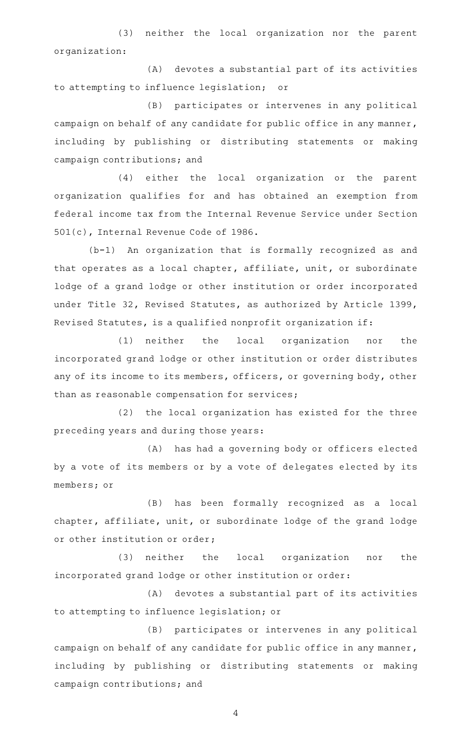(3) neither the local organization nor the parent organization:

(A) devotes a substantial part of its activities to attempting to influence legislation; or

(B) participates or intervenes in any political campaign on behalf of any candidate for public office in any manner, including by publishing or distributing statements or making campaign contributions; and

(4) either the local organization or the parent organization qualifies for and has obtained an exemption from federal income tax from the Internal Revenue Service under Section 501(c), Internal Revenue Code of 1986.

(b-1) An organization that is formally recognized as and that operates as a local chapter, affiliate, unit, or subordinate lodge of a grand lodge or other institution or order incorporated under Title 32, Revised Statutes, as authorized by Article 1399, Revised Statutes, is a qualified nonprofit organization if:

(1) neither the local organization nor the incorporated grand lodge or other institution or order distributes any of its income to its members, officers, or governing body, other than as reasonable compensation for services;

(2) the local organization has existed for the three preceding years and during those years:

(A) has had a governing body or officers elected by a vote of its members or by a vote of delegates elected by its members; or

(B) has been formally recognized as a local chapter, affiliate, unit, or subordinate lodge of the grand lodge or other institution or order;

(3) neither the local organization nor the incorporated grand lodge or other institution or order:

(A) devotes a substantial part of its activities to attempting to influence legislation; or

(B) participates or intervenes in any political campaign on behalf of any candidate for public office in any manner, including by publishing or distributing statements or making campaign contributions; and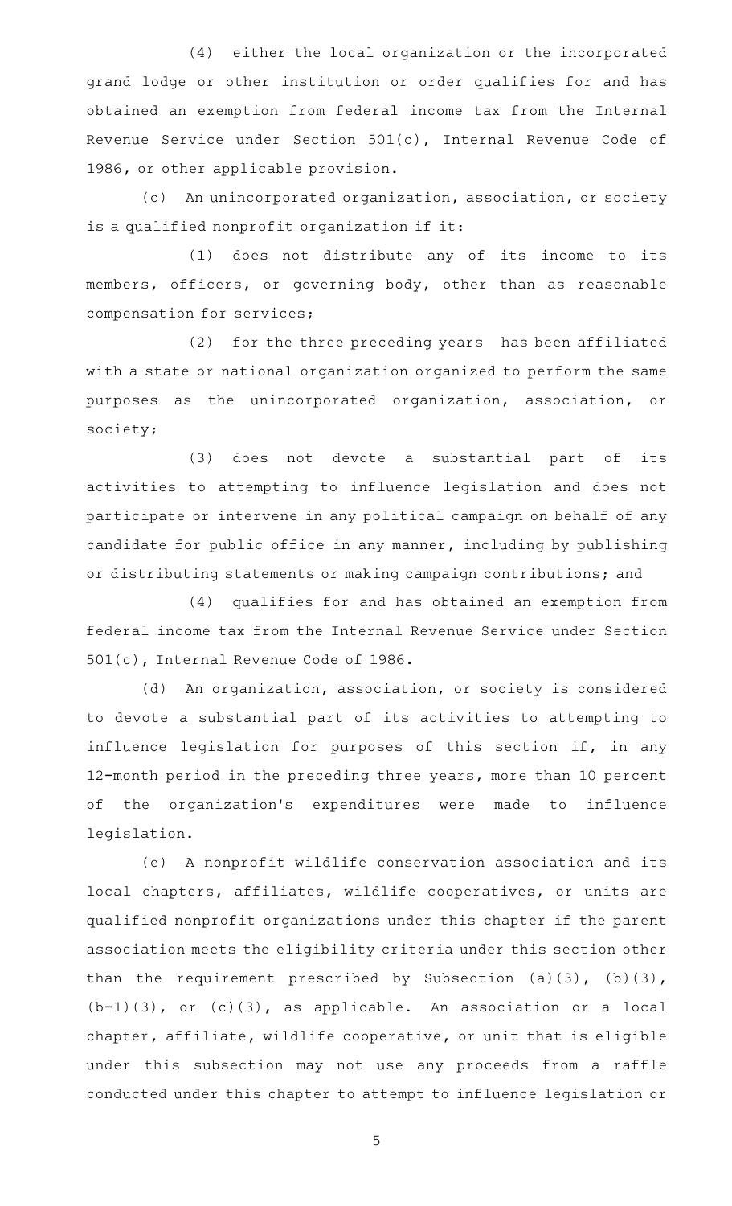(4) either the local organization or the incorporated grand lodge or other institution or order qualifies for and has obtained an exemption from federal income tax from the Internal Revenue Service under Section 501(c), Internal Revenue Code of 1986, or other applicable provision.

(c) An unincorporated organization, association, or society is a qualified nonprofit organization if it:

(1) does not distribute any of its income to its members, officers, or governing body, other than as reasonable compensation for services;

(2) for the three preceding years has been affiliated with a state or national organization organized to perform the same purposes as the unincorporated organization, association, or society;

(3) does not devote a substantial part of its activities to attempting to influence legislation and does not participate or intervene in any political campaign on behalf of any candidate for public office in any manner, including by publishing or distributing statements or making campaign contributions; and

(4) qualifies for and has obtained an exemption from federal income tax from the Internal Revenue Service under Section 501(c), Internal Revenue Code of 1986.

(d) An organization, association, or society is considered to devote a substantial part of its activities to attempting to influence legislation for purposes of this section if, in any 12-month period in the preceding three years, more than 10 percent of the organization's expenditures were made to influence legislation.

(e) A nonprofit wildlife conservation association and its local chapters, affiliates, wildlife cooperatives, or units are qualified nonprofit organizations under this chapter if the parent association meets the eligibility criteria under this section other than the requirement prescribed by Subsection (a)(3), (b)(3), (b-1)(3), or (c)(3), as applicable. An association or a local chapter, affiliate, wildlife cooperative, or unit that is eligible under this subsection may not use any proceeds from a raffle conducted under this chapter to attempt to influence legislation or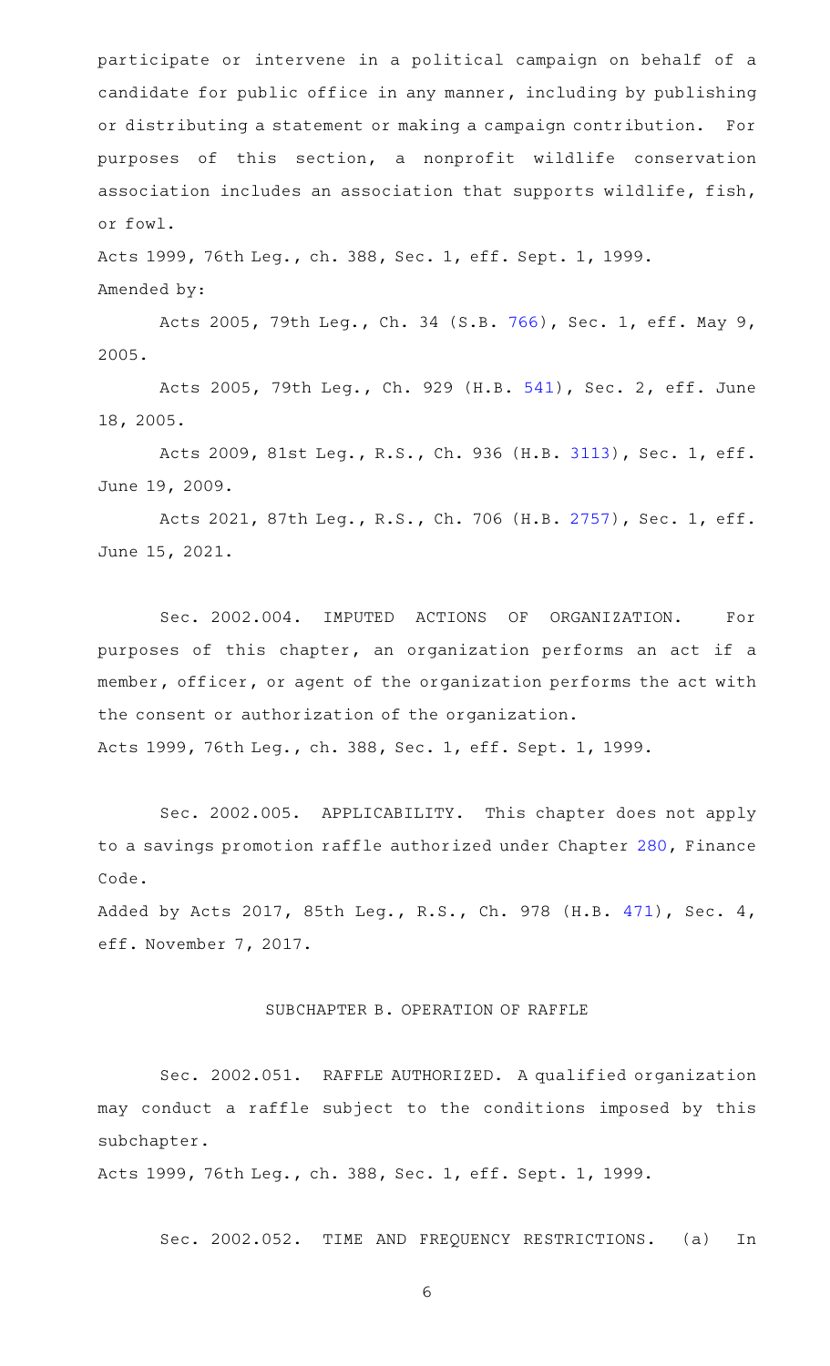participate or intervene in a political campaign on behalf of a candidate for public office in any manner, including by publishing or distributing a statement or making a campaign contribution. For purposes of this section, a nonprofit wildlife conservation association includes an association that supports wildlife, fish, or fowl.

Acts 1999, 76th Leg., ch. 388, Sec. 1, eff. Sept. 1, 1999.
Amended by:

Acts 2005, 79th Leg., Ch. 34 (S.B. 766), Sec. 1, eff. May 9, 2005.

Acts 2005, 79th Leg., Ch. 929 (H.B. 541), Sec. 2, eff. June 18, 2005.

Acts 2009, 81st Leg., R.S., Ch. 936 (H.B. 3113), Sec. 1, eff. June 19, 2009.

Acts 2021, 87th Leg., R.S., Ch. 706 (H.B. 2757), Sec. 1, eff. June 15, 2021.

Sec. 2002.004. IMPUTED ACTIONS OF ORGANIZATION. For purposes of this chapter, an organization performs an act if a member, officer, or agent of the organization performs the act with the consent or authorization of the organization.

Acts 1999, 76th Leg., ch. 388, Sec. 1, eff. Sept. 1, 1999.

Sec. 2002.005. APPLICABILITY. This chapter does not apply to a savings promotion raffle authorized under Chapter 280, Finance Code.

Added by Acts 2017, 85th Leg., R.S., Ch. 978 (H.B. 471), Sec. 4, eff. November 7, 2017.

## SUBCHAPTER B. OPERATION OF RAFFLE

Sec. 2002.051. RAFFLE AUTHORIZED. A qualified organization may conduct a raffle subject to the conditions imposed by this subchapter.

Acts 1999, 76th Leg., ch. 388, Sec. 1, eff. Sept. 1, 1999.

Sec. 2002.052. TIME AND FREQUENCY RESTRICTIONS. (a) In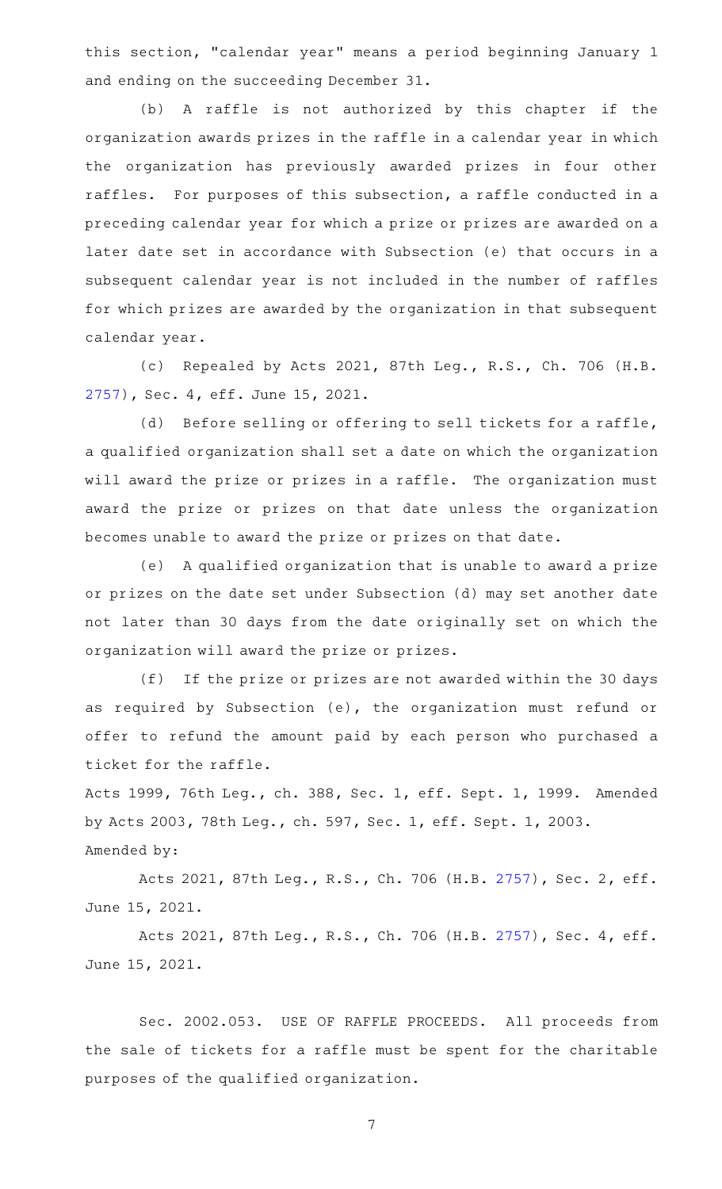this section, "calendar year" means a period beginning January 1 and ending on the succeeding December 31.

(b) A raffle is not authorized by this chapter if the organization awards prizes in the raffle in a calendar year in which the organization has previously awarded prizes in four other raffles. For purposes of this subsection, a raffle conducted in a preceding calendar year for which a prize or prizes are awarded on a later date set in accordance with Subsection (e) that occurs in a subsequent calendar year is not included in the number of raffles for which prizes are awarded by the organization in that subsequent calendar year.

(c) Repealed by Acts 2021, 87th Leg., R.S., Ch. 706 (H.B. 2757), Sec. 4, eff. June 15, 2021.

(d) Before selling or offering to sell tickets for a raffle, a qualified organization shall set a date on which the organization will award the prize or prizes in a raffle. The organization must award the prize or prizes on that date unless the organization becomes unable to award the prize or prizes on that date.

(e) A qualified organization that is unable to award a prize or prizes on the date set under Subsection (d) may set another date not later than 30 days from the date originally set on which the organization will award the prize or prizes.

(f) If the prize or prizes are not awarded within the 30 days as required by Subsection (e), the organization must refund or offer to refund the amount paid by each person who purchased a ticket for the raffle.

Acts 1999, 76th Leg., ch. 388, Sec. 1, eff. Sept. 1, 1999. Amended by Acts 2003, 78th Leg., ch. 597, Sec. 1, eff. Sept. 1, 2003.

Amended by:

Acts 2021, 87th Leg., R.S., Ch. 706 (H.B. 2757), Sec. 2, eff. June 15, 2021.

Acts 2021, 87th Leg., R.S., Ch. 706 (H.B. 2757), Sec. 4, eff. June 15, 2021.

Sec. 2002.053. USE OF RAFFLE PROCEEDS. All proceeds from the sale of tickets for a raffle must be spent for the charitable purposes of the qualified organization.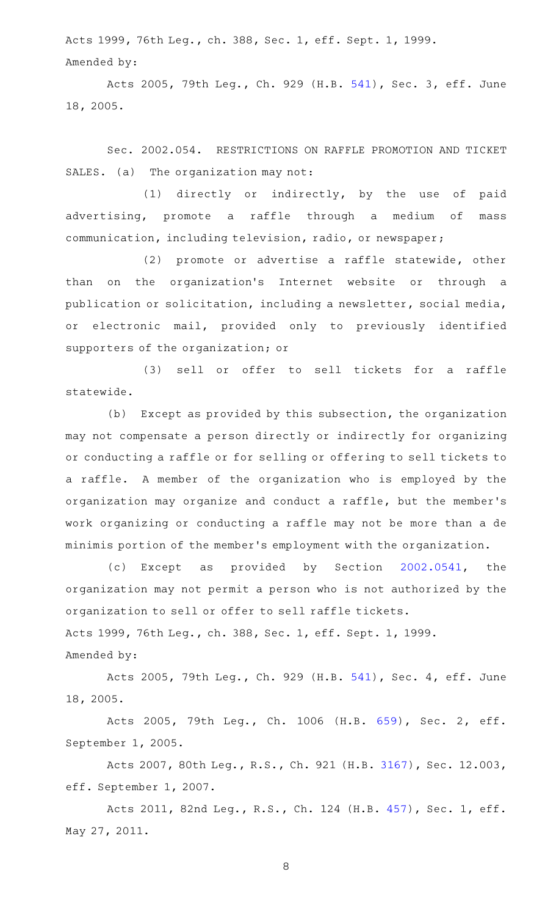Acts 1999, 76th Leg., ch. 388, Sec. 1, eff. Sept. 1, 1999.

Amended by:

Acts 2005, 79th Leg., Ch. 929 (H.B. 541), Sec. 3, eff. June 18, 2005.

Sec. 2002.054. RESTRICTIONS ON RAFFLE PROMOTION AND TICKET SALES. (a) The organization may not:

(1) directly or indirectly, by the use of paid advertising, promote a raffle through a medium of mass communication, including television, radio, or newspaper;

(2) promote or advertise a raffle statewide, other than on the organization's Internet website or through a publication or solicitation, including a newsletter, social media, or electronic mail, provided only to previously identified supporters of the organization; or

(3) sell or offer to sell tickets for a raffle statewide.

(b) Except as provided by this subsection, the organization may not compensate a person directly or indirectly for organizing or conducting a raffle or for selling or offering to sell tickets to a raffle. A member of the organization who is employed by the organization may organize and conduct a raffle, but the member's work organizing or conducting a raffle may not be more than a de minimis portion of the member's employment with the organization.

(c) Except as provided by Section 2002.0541, the organization may not permit a person who is not authorized by the organization to sell or offer to sell raffle tickets.

Acts 1999, 76th Leg., ch. 388, Sec. 1, eff. Sept. 1, 1999.

Amended by:

Acts 2005, 79th Leg., Ch. 929 (H.B. 541), Sec. 4, eff. June 18, 2005.

Acts 2005, 79th Leg., Ch. 1006 (H.B. 659), Sec. 2, eff. September 1, 2005.

Acts 2007, 80th Leg., R.S., Ch. 921 (H.B. 3167), Sec. 12.003, eff. September 1, 2007.

Acts 2011, 82nd Leg., R.S., Ch. 124 (H.B. 457), Sec. 1, eff. May 27, 2011.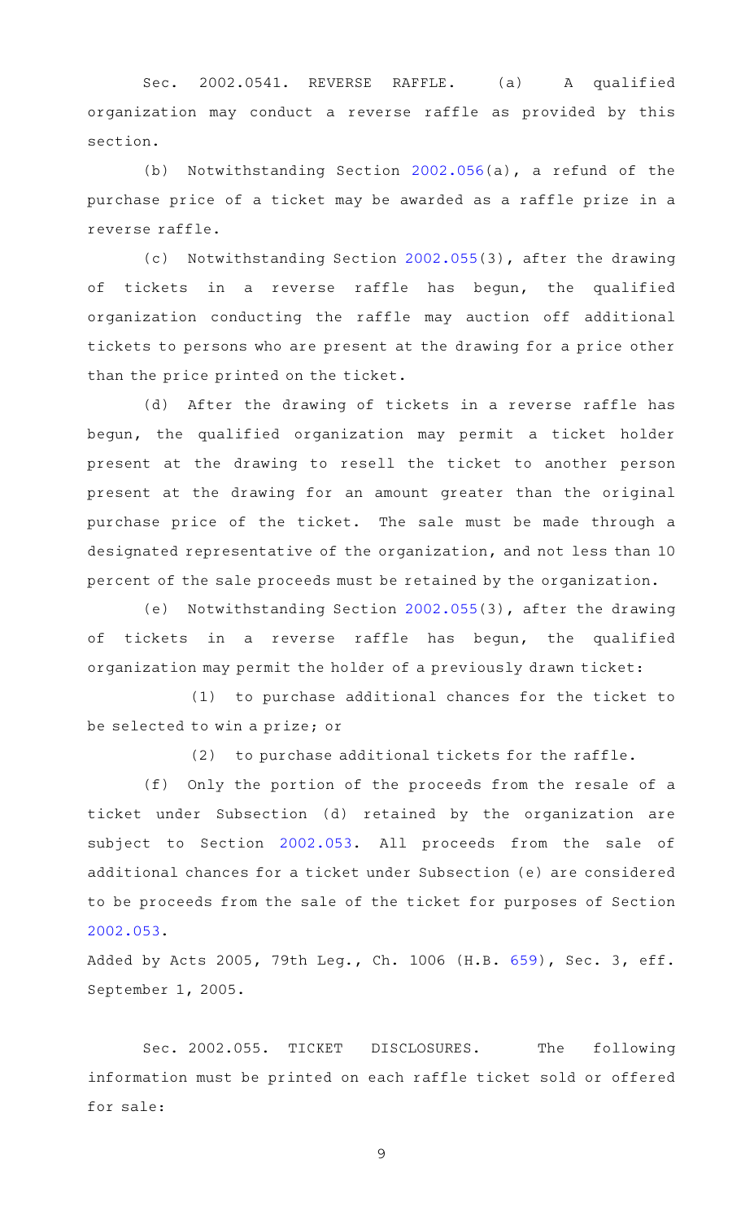Sec. 2002.0541. REVERSE RAFFLE. (a) A qualified organization may conduct a reverse raffle as provided by this section.

(b) Notwithstanding Section 2002.056(a), a refund of the purchase price of a ticket may be awarded as a raffle prize in a reverse raffle.

(c) Notwithstanding Section 2002.055(3), after the drawing of tickets in a reverse raffle has begun, the qualified organization conducting the raffle may auction off additional tickets to persons who are present at the drawing for a price other than the price printed on the ticket.

(d) After the drawing of tickets in a reverse raffle has begun, the qualified organization may permit a ticket holder present at the drawing to resell the ticket to another person present at the drawing for an amount greater than the original purchase price of the ticket. The sale must be made through a designated representative of the organization, and not less than 10 percent of the sale proceeds must be retained by the organization.

(e) Notwithstanding Section 2002.055(3), after the drawing of tickets in a reverse raffle has begun, the qualified organization may permit the holder of a previously drawn ticket:

(1) to purchase additional chances for the ticket to be selected to win a prize; or

(2) to purchase additional tickets for the raffle.

(f) Only the portion of the proceeds from the resale of a ticket under Subsection (d) retained by the organization are subject to Section 2002.053. All proceeds from the sale of additional chances for a ticket under Subsection (e) are considered to be proceeds from the sale of the ticket for purposes of Section 2002.053.

Added by Acts 2005, 79th Leg., Ch. 1006 (H.B. 659), Sec. 3, eff. September 1, 2005.

Sec. 2002.055. TICKET DISCLOSURES. The following information must be printed on each raffle ticket sold or offered for sale: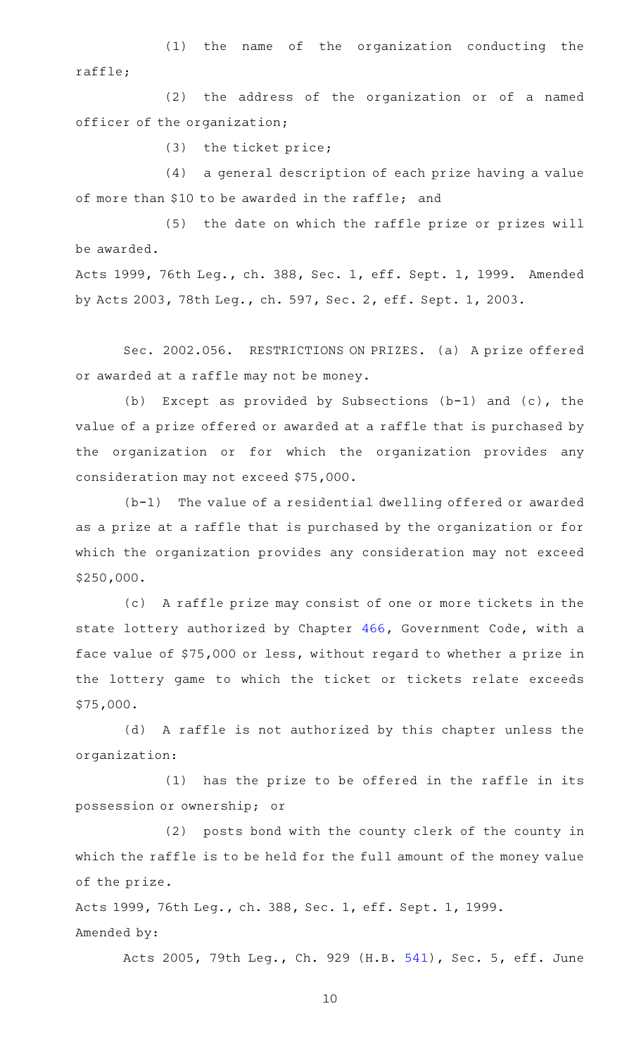(1) the name of the organization conducting the raffle;

(2) the address of the organization or of a named officer of the organization;

(3) the ticket price;

(4) a general description of each prize having a value of more than $10 to be awarded in the raffle; and

(5) the date on which the raffle prize or prizes will be awarded.

Acts 1999, 76th Leg., ch. 388, Sec. 1, eff. Sept. 1, 1999. Amended by Acts 2003, 78th Leg., ch. 597, Sec. 2, eff. Sept. 1, 2003.

Sec. 2002.056. RESTRICTIONS ON PRIZES. (a) A prize offered or awarded at a raffle may not be money.

(b) Except as provided by Subsections (b-1) and (c), the value of a prize offered or awarded at a raffle that is purchased by the organization or for which the organization provides any consideration may not exceed $75,000.

(b-1) The value of a residential dwelling offered or awarded as a prize at a raffle that is purchased by the organization or for which the organization provides any consideration may not exceed $250,000.

(c) A raffle prize may consist of one or more tickets in the state lottery authorized by Chapter 466, Government Code, with a face value of $75,000 or less, without regard to whether a prize in the lottery game to which the ticket or tickets relate exceeds $75,000.

(d) A raffle is not authorized by this chapter unless the organization:

(1) has the prize to be offered in the raffle in its possession or ownership; or

(2) posts bond with the county clerk of the county in which the raffle is to be held for the full amount of the money value of the prize.

Acts 1999, 76th Leg., ch. 388, Sec. 1, eff. Sept. 1, 1999.

Amended by:

Acts 2005, 79th Leg., Ch. 929 (H.B. 541), Sec. 5, eff. June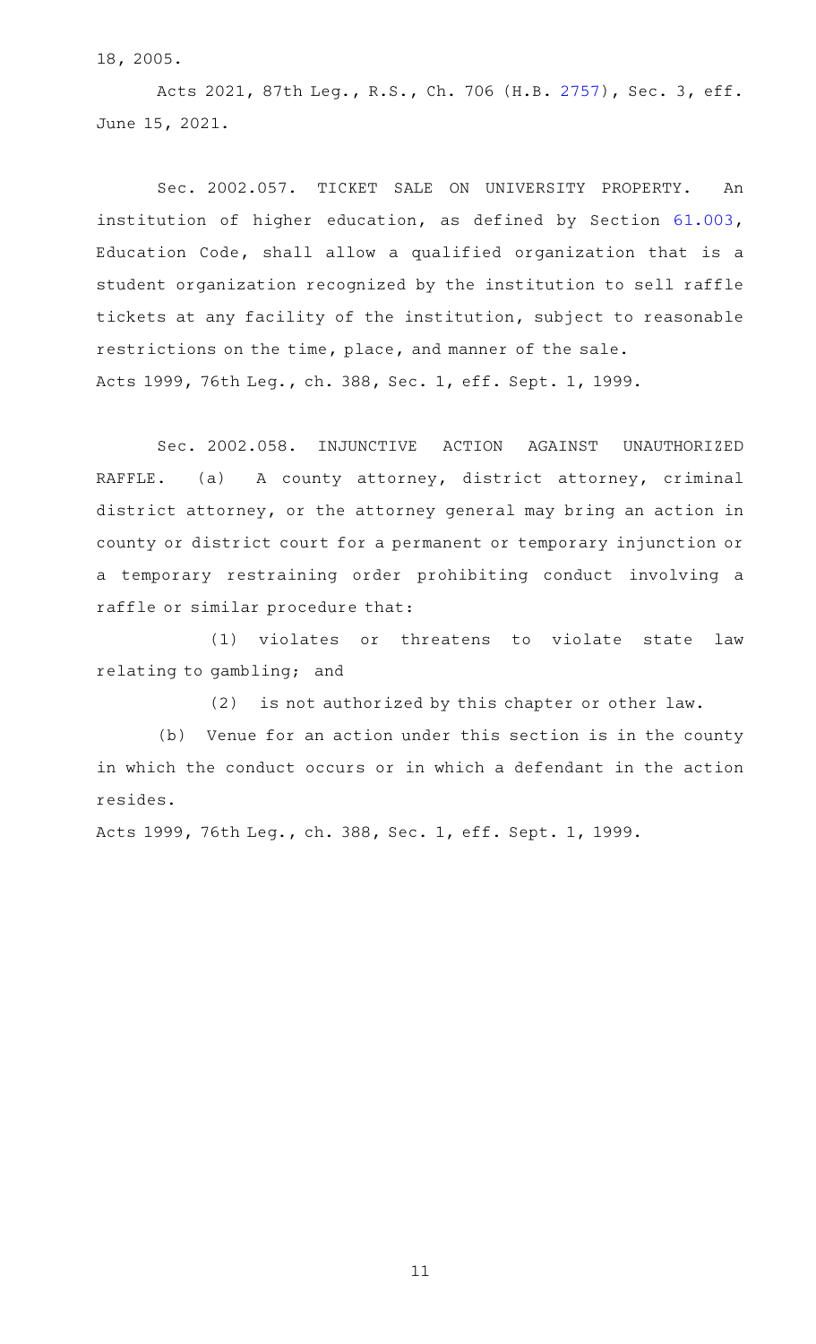18, 2005.

Acts 2021, 87th Leg., R.S., Ch. 706 (H.B. 2757), Sec. 3, eff. June 15, 2021.

Sec. 2002.057. TICKET SALE ON UNIVERSITY PROPERTY. An institution of higher education, as defined by Section 61.003, Education Code, shall allow a qualified organization that is a student organization recognized by the institution to sell raffle tickets at any facility of the institution, subject to reasonable restrictions on the time, place, and manner of the sale.

Acts 1999, 76th Leg., ch. 388, Sec. 1, eff. Sept. 1, 1999.

Sec. 2002.058. INJUNCTIVE ACTION AGAINST UNAUTHORIZED RAFFLE. (a) A county attorney, district attorney, criminal district attorney, or the attorney general may bring an action in county or district court for a permanent or temporary injunction or a temporary restraining order prohibiting conduct involving a raffle or similar procedure that:

(1) violates or threatens to violate state law relating to gambling; and

(2) is not authorized by this chapter or other law.

(b) Venue for an action under this section is in the county in which the conduct occurs or in which a defendant in the action resides.

Acts 1999, 76th Leg., ch. 388, Sec. 1, eff. Sept. 1, 1999.